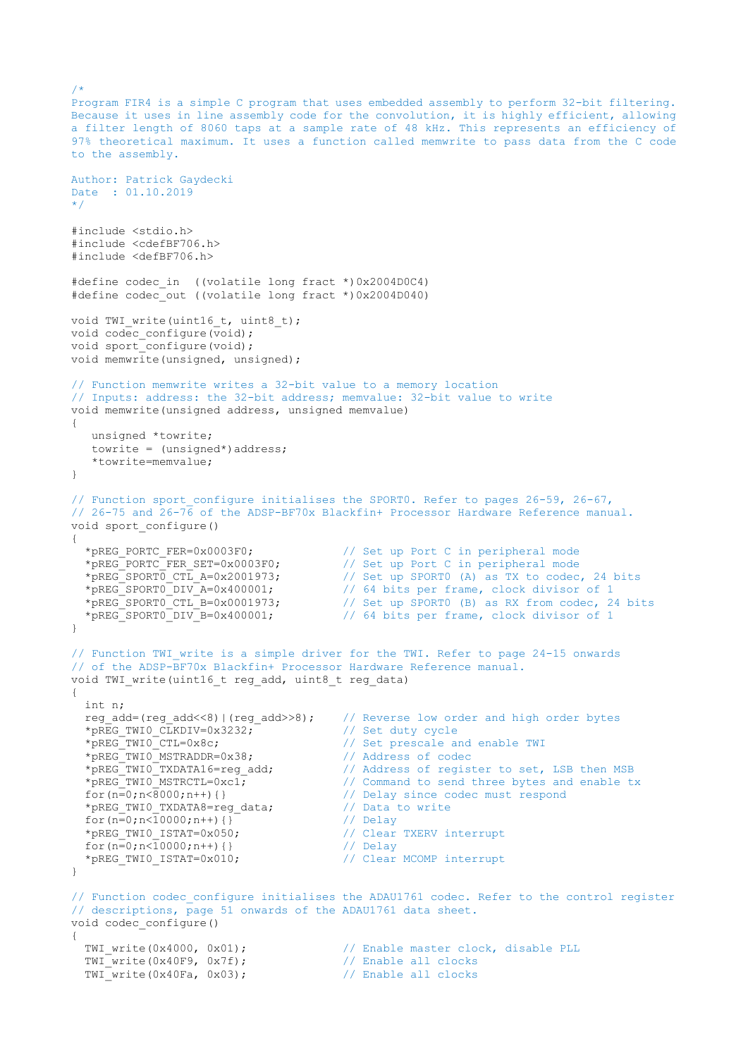```c
/*
Program FIR4 is a simple C program that uses embedded assembly to perform 32-bit filtering.
Because it uses in line assembly code for the convolution, it is highly efficient, allowing
a filter length of 8060 taps at a sample rate of 48 kHz. This represents an efficiency of
97% theoretical maximum. It uses a function called memwrite to pass data from the C code
to the assembly.

Author: Patrick Gaydecki
Date  : 01.10.2019
*/

#include <stdio.h>
#include <cdefBF706.h>
#include <defBF706.h>

#define codec_in  ((volatile long fract *)0x2004D0C4)
#define codec_out ((volatile long fract *)0x2004D040)

void TWI_write(uint16_t, uint8_t);
void codec_configure(void);
void sport_configure(void);
void memwrite(unsigned, unsigned);

// Function memwrite writes a 32-bit value to a memory location
// Inputs: address: the 32-bit address; memvalue: 32-bit value to write
void memwrite(unsigned address, unsigned memvalue)
{
   unsigned *towrite;
   towrite = (unsigned*)address;
   *towrite=memvalue;
}

// Function sport_configure initialises the SPORT0. Refer to pages 26-59, 26-67,
// 26-75 and 26-76 of the ADSP-BF70x Blackfin+ Processor Hardware Reference manual.
void sport_configure()
{
  *pREG_PORTC_FER=0x0003F0;             // Set up Port C in peripheral mode
  *pREG_PORTC_FER_SET=0x0003F0;         // Set up Port C in peripheral mode
  *pREG_SPORT0_CTL_A=0x2001973;         // Set up SPORT0 (A) as TX to codec, 24 bits
  *pREG_SPORT0_DIV_A=0x400001;          // 64 bits per frame, clock divisor of 1
  *pREG_SPORT0_CTL_B=0x0001973;         // Set up SPORT0 (B) as RX from codec, 24 bits
  *pREG_SPORT0_DIV_B=0x400001;          // 64 bits per frame, clock divisor of 1
}

// Function TWI_write is a simple driver for the TWI. Refer to page 24-15 onwards
// of the ADSP-BF70x Blackfin+ Processor Hardware Reference manual.
void TWI_write(uint16_t reg_add, uint8_t reg_data)
{
  int n;
  reg_add=(reg_add<<8)|(reg_add>>8);    // Reverse low order and high order bytes
  *pREG_TWI0_CLKDIV=0x3232;             // Set duty cycle
  *pREG_TWI0_CTL=0x8c;                  // Set prescale and enable TWI
  *pREG_TWI0_MSTRADDR=0x38;             // Address of codec
  *pREG_TWI0_TXDATA16=reg_add;          // Address of register to set, LSB then MSB
  *pREG_TWI0_MSTRCTL=0xc1;              // Command to send three bytes and enable tx
  for(n=0;n<8000;n++){}                 // Delay since codec must respond
  *pREG_TWI0_TXDATA8=reg_data;          // Data to write
  for(n=0;n<10000;n++){}                // Delay
  *pREG_TWI0_ISTAT=0x050;               // Clear TXERV interrupt
  for(n=0;n<10000;n++){}                // Delay
  *pREG_TWI0_ISTAT=0x010;               // Clear MCOMP interrupt
}

// Function codec_configure initialises the ADAU1761 codec. Refer to the control register
// descriptions, page 51 onwards of the ADAU1761 data sheet.
void codec_configure()
{
  TWI_write(0x4000, 0x01);              // Enable master clock, disable PLL
  TWI_write(0x40F9, 0x7f);              // Enable all clocks
  TWI_write(0x40Fa, 0x03);              // Enable all clocks
```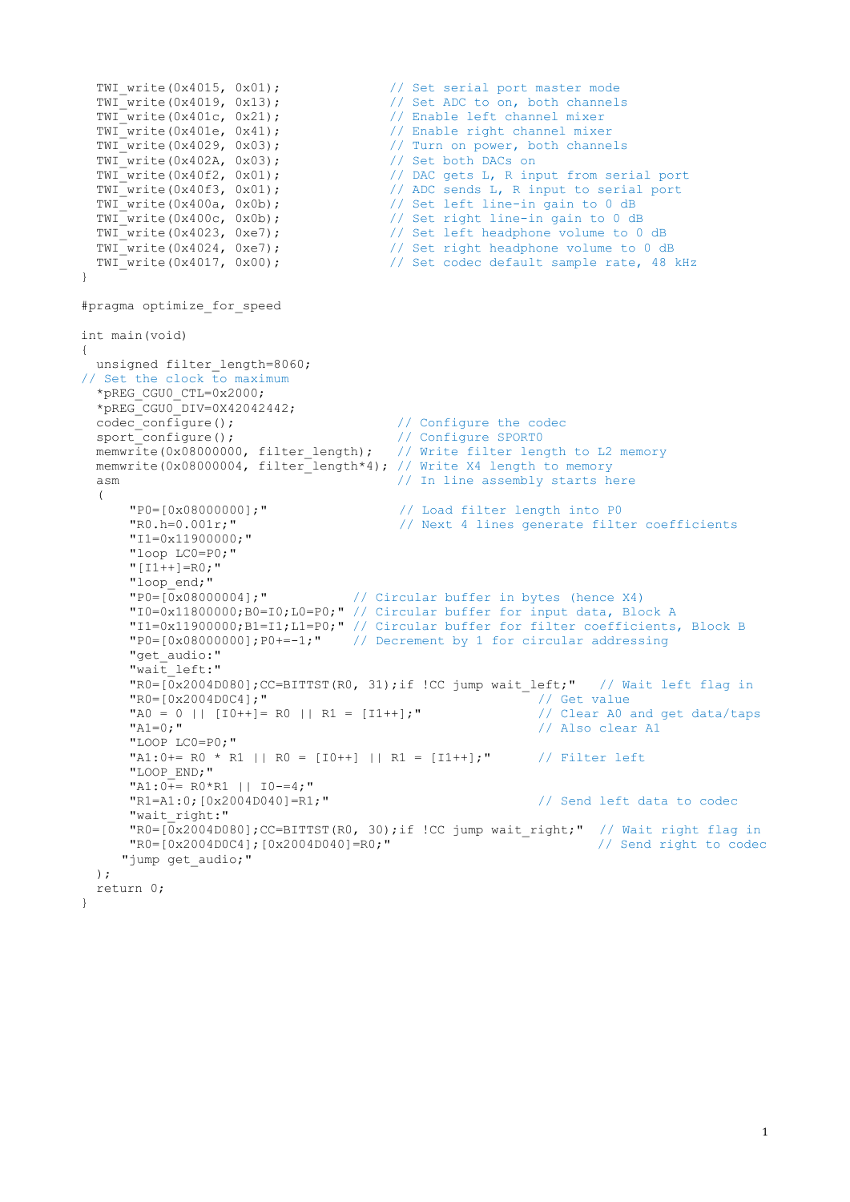```
  TWI_write(0x4015, 0x01);              // Set serial port master mode
  TWI_write(0x4019, 0x13);              // Set ADC to on, both channels
  TWI_write(0x401c, 0x21);              // Enable left channel mixer
  TWI_write(0x401e, 0x41);              // Enable right channel mixer
  TWI_write(0x4029, 0x03);              // Turn on power, both channels
  TWI_write(0x402A, 0x03);              // Set both DACs on
  TWI_write(0x40f2, 0x01);              // DAC gets L, R input from serial port
  TWI_write(0x40f3, 0x01);              // ADC sends L, R input to serial port
  TWI_write(0x400a, 0x0b);              // Set left line-in gain to 0 dB
  TWI_write(0x400c, 0x0b);              // Set right line-in gain to 0 dB
  TWI_write(0x4023, 0xe7);              // Set left headphone volume to 0 dB
  TWI_write(0x4024, 0xe7);              // Set right headphone volume to 0 dB
  TWI_write(0x4017, 0x00);              // Set codec default sample rate, 48 kHz
}

#pragma optimize_for_speed

int main(void)
{
  unsigned filter_length=8060;
// Set the clock to maximum
  *pREG_CGU0_CTL=0x2000;
  *pREG_CGU0_DIV=0X42042442;
  codec_configure();                     // Configure the codec
  sport_configure();                     // Configure SPORT0
  memwrite(0x08000000, filter_length);   // Write filter length to L2 memory
  memwrite(0x08000004, filter_length*4); // Write X4 length to memory
  asm                                    // In line assembly starts here
  (
      "P0=[0x08000000];"                 // Load filter length into P0
      "R0.h=0.001r;"                     // Next 4 lines generate filter coefficients
      "I1=0x11900000;"
      "loop LC0=P0;"
      "[I1++]=R0;"
      "loop_end;"
      "P0=[0x08000004];"           // Circular buffer in bytes (hence X4)
      "I0=0x11800000;B0=I0;L0=P0;" // Circular buffer for input data, Block A
      "I1=0x11900000;B1=I1;L1=P0;" // Circular buffer for filter coefficients, Block B
      "P0=[0x08000000];P0+=-1;"    // Decrement by 1 for circular addressing
      "get_audio:"
      "wait_left:"
      "R0=[0x2004D080];CC=BITTST(R0, 31);if !CC jump wait_left;"   // Wait left flag in
      "R0=[0x2004D0C4];"                                   // Get value
      "A0 = 0 || [I0++]= R0 || R1 = [I1++];"               // Clear A0 and get data/taps
      "A1=0;"                                              // Also clear A1
      "LOOP LC0=P0;"
      "A1:0+= R0 * R1 || R0 = [I0++] || R1 = [I1++];"      // Filter left
      "LOOP_END;"
      "A1:0+= R0*R1 || I0-=4;"
      "R1=A1:0;[0x2004D040]=R1;"                           // Send left data to codec
      "wait_right:"
      "R0=[0x2004D080];CC=BITTST(R0, 30);if !CC jump wait_right;"  // Wait right flag in
      "R0=[0x2004D0C4];[0x2004D040]=R0;"                          // Send right to codec
     "jump get_audio;"
  );
  return 0;
}
```